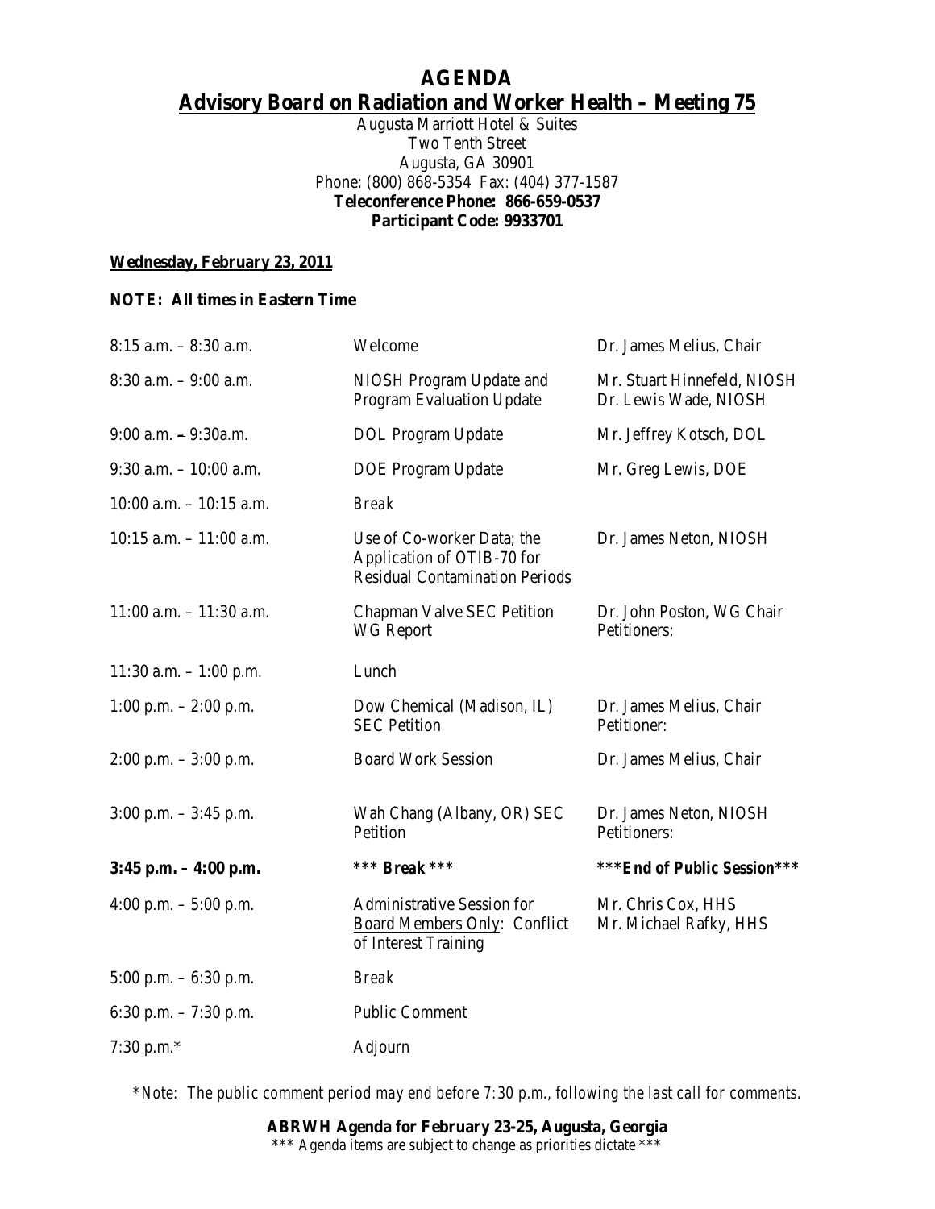# AGENDA

## Advisory Board on Radiation and Worker Health – Meeting 75

Augusta Marriott Hotel & Suites
Two Tenth Street
Augusta, GA 30901
Phone: (800) 868-5354 Fax: (404) 377-1587
**Teleconference Phone: 866-659-0537**
**Participant Code: 9933701**

**Wednesday, February 23, 2011**

**NOTE: All times in Eastern Time**

| Time | Item | Presenter |
|---|---|---|
| 8:15 a.m. – 8:30 a.m. | Welcome | Dr. James Melius, Chair |
| 8:30 a.m. – 9:00 a.m. | NIOSH Program Update and Program Evaluation Update | Mr. Stuart Hinnefeld, NIOSH<br>Dr. Lewis Wade, NIOSH |
| 9:00 a.m. – 9:30a.m. | DOL Program Update | Mr. Jeffrey Kotsch, DOL |
| 9:30 a.m. – 10:00 a.m. | DOE Program Update | Mr. Greg Lewis, DOE |
| 10:00 a.m. – 10:15 a.m. | *Break* | |
| 10:15 a.m. – 11:00 a.m. | Use of Co-worker Data; the Application of OTIB-70 for Residual Contamination Periods | Dr. James Neton, NIOSH |
| 11:00 a.m. – 11:30 a.m. | Chapman Valve SEC Petition WG Report | Dr. John Poston, WG Chair<br>Petitioners: |
| 11:30 a.m. – 1:00 p.m. | Lunch | |
| 1:00 p.m. – 2:00 p.m. | Dow Chemical (Madison, IL) SEC Petition | Dr. James Melius, Chair<br>Petitioner: |
| 2:00 p.m. – 3:00 p.m. | Board Work Session | Dr. James Melius, Chair |
| 3:00 p.m. – 3:45 p.m. | Wah Chang (Albany, OR) SEC Petition | Dr. James Neton, NIOSH<br>Petitioners: |
| **3:45 p.m. – 4:00 p.m.** | ***\*\*\* Break \*\*\**** | ***\*\*\*End of Public Session\*\*\**** |
| 4:00 p.m. – 5:00 p.m. | Administrative Session for <u>Board Members Only</u>: Conflict of Interest Training | Mr. Chris Cox, HHS<br>Mr. Michael Rafky, HHS |
| 5:00 p.m. – 6:30 p.m. | *Break* | |
| 6:30 p.m. – 7:30 p.m. | Public Comment | |
| 7:30 p.m.* | Adjourn | |

*\*Note: The public comment period may end before 7:30 p.m., following the last call for comments.*

**ABRWH Agenda for February 23-25, Augusta, Georgia**
\*\*\* Agenda items are subject to change as priorities dictate \*\*\*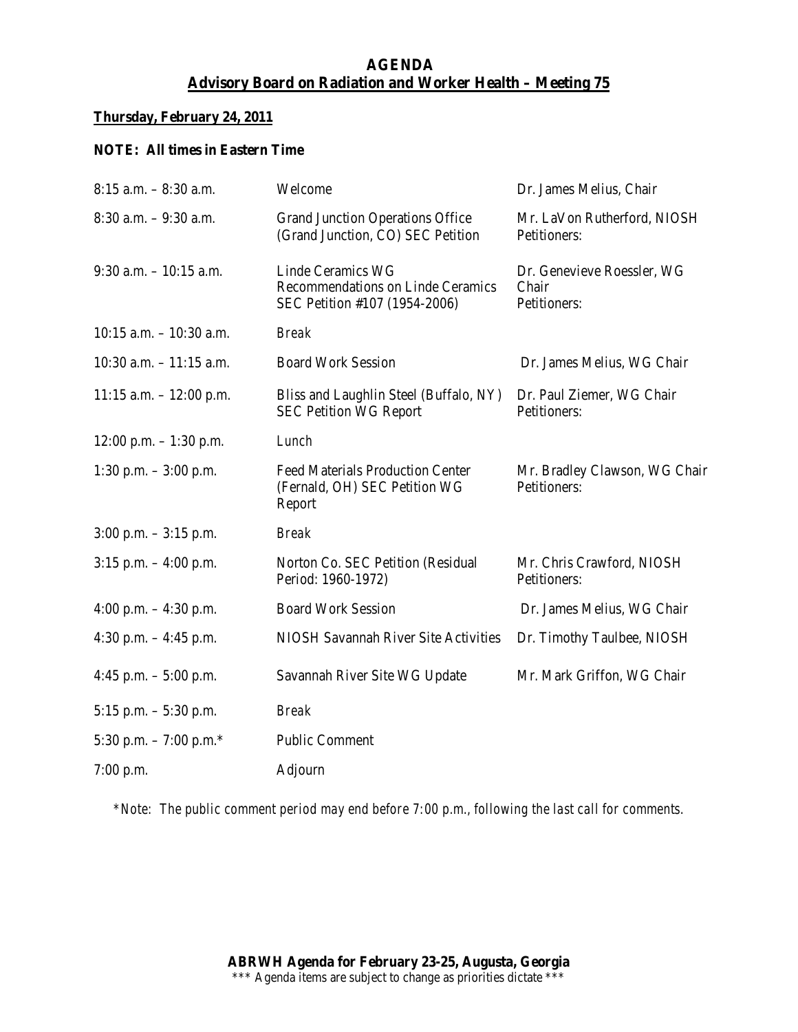# AGENDA

## Advisory Board on Radiation and Worker Health – Meeting 75

**Thursday, February 24, 2011**

**NOTE: All times in Eastern Time**

| | | |
|---|---|---|
| 8:15 a.m. – 8:30 a.m. | Welcome | Dr. James Melius, Chair |
| 8:30 a.m. – 9:30 a.m. | Grand Junction Operations Office (Grand Junction, CO) SEC Petition | Mr. LaVon Rutherford, NIOSH<br>Petitioners: |
| 9:30 a.m. – 10:15 a.m. | Linde Ceramics WG<br>Recommendations on Linde Ceramics SEC Petition #107 (1954-2006) | Dr. Genevieve Roessler, WG Chair<br>Petitioners: |
| 10:15 a.m. – 10:30 a.m. | *Break* | |
| 10:30 a.m. – 11:15 a.m. | Board Work Session | Dr. James Melius, WG Chair |
| 11:15 a.m. – 12:00 p.m. | Bliss and Laughlin Steel (Buffalo, NY) SEC Petition WG Report | Dr. Paul Ziemer, WG Chair<br>Petitioners: |
| 12:00 p.m. – 1:30 p.m. | *Lunch* | |
| 1:30 p.m. – 3:00 p.m. | Feed Materials Production Center (Fernald, OH) SEC Petition WG Report | Mr. Bradley Clawson, WG Chair<br>Petitioners: |
| 3:00 p.m. – 3:15 p.m. | *Break* | |
| 3:15 p.m. – 4:00 p.m. | Norton Co. SEC Petition (Residual Period: 1960-1972) | Mr. Chris Crawford, NIOSH<br>Petitioners: |
| 4:00 p.m. – 4:30 p.m. | Board Work Session | Dr. James Melius, WG Chair |
| 4:30 p.m. – 4:45 p.m. | NIOSH Savannah River Site Activities | Dr. Timothy Taulbee, NIOSH |
| 4:45 p.m. – 5:00 p.m. | Savannah River Site WG Update | Mr. Mark Griffon, WG Chair |
| 5:15 p.m. – 5:30 p.m. | *Break* | |
| 5:30 p.m. – 7:00 p.m.* | Public Comment | |
| 7:00 p.m. | Adjourn | |

*\*Note: The public comment period may end before 7:00 p.m., following the last call for comments.*

**ABRWH Agenda for February 23-25, Augusta, Georgia**

*** Agenda items are subject to change as priorities dictate ***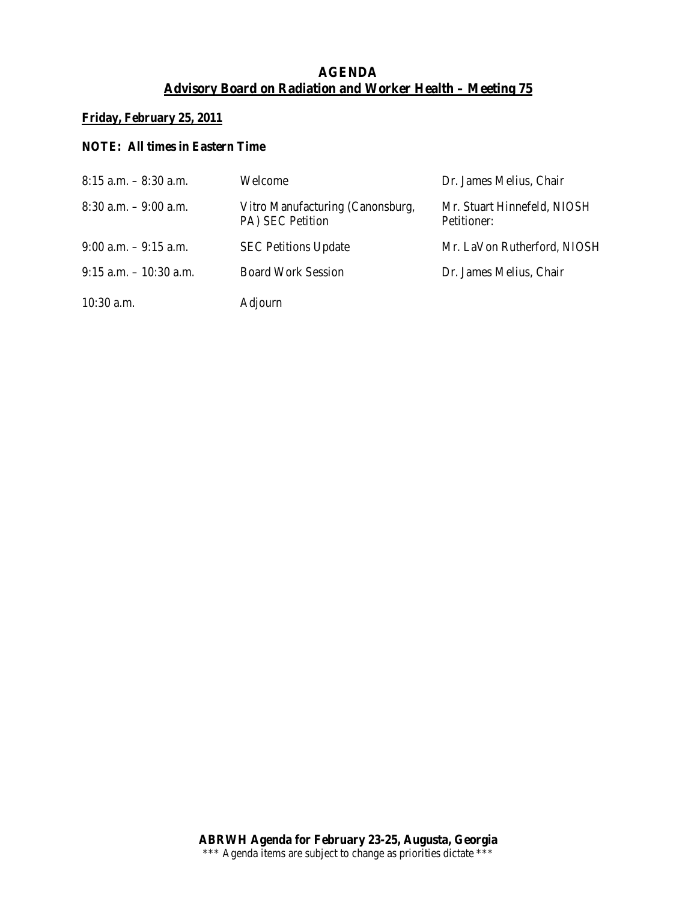**AGENDA**

**Advisory Board on Radiation and Worker Health – Meeting 75**

**Friday, February 25, 2011**

**NOTE: All times in Eastern Time**

| | | |
|---|---|---|
| 8:15 a.m. – 8:30 a.m. | Welcome | Dr. James Melius, Chair |
| 8:30 a.m. – 9:00 a.m. | Vitro Manufacturing (Canonsburg, PA) SEC Petition | Mr. Stuart Hinnefeld, NIOSH Petitioner: |
| 9:00 a.m. – 9:15 a.m. | SEC Petitions Update | Mr. LaVon Rutherford, NIOSH |
| 9:15 a.m. – 10:30 a.m. | Board Work Session | Dr. James Melius, Chair |
| 10:30 a.m. | Adjourn | |

**ABRWH Agenda for February 23-25, Augusta, Georgia**

*** Agenda items are subject to change as priorities dictate ***